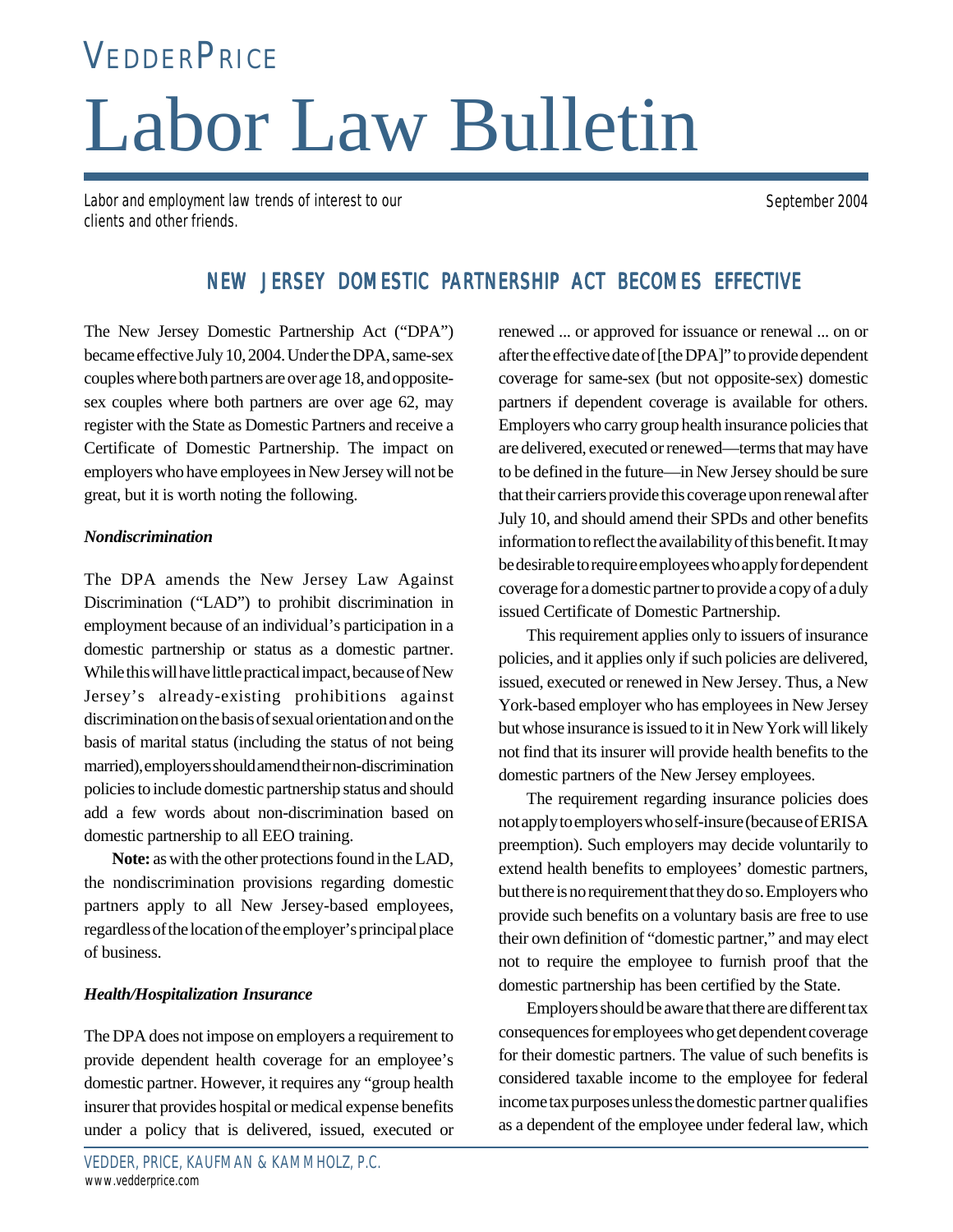# VEDDERPRICE

# Labor Law Bulletin

Labor and employment law trends of interest to our clients and other friends.

September 2004

## NEW JERSEY DOMESTIC PARTNERSHIP ACT BECOMES EFFECTIVE

The New Jersey Domestic Partnership Act ("DPA") became effective July 10, 2004. Under the DPA, same-sex couples where both partners are over age 18, and opposite-sex couples where both partners are over age 62, may register with the State as Domestic Partners and receive a Certificate of Domestic Partnership. The impact on employers who have employees in New Jersey will not be great, but it is worth noting the following.

### *Nondiscrimination*

The DPA amends the New Jersey Law Against Discrimination ("LAD") to prohibit discrimination in employment because of an individual's participation in a domestic partnership or status as a domestic partner. While this will have little practical impact, because of New Jersey's already-existing prohibitions against discrimination on the basis of sexual orientation and on the basis of marital status (including the status of not being married), employers should amend their non-discrimination policies to include domestic partnership status and should add a few words about non-discrimination based on domestic partnership to all EEO training.

**Note:** as with the other protections found in the LAD, the nondiscrimination provisions regarding domestic partners apply to all New Jersey-based employees, regardless of the location of the employer's principal place of business.

### *Health/Hospitalization Insurance*

The DPA does not impose on employers a requirement to provide dependent health coverage for an employee's domestic partner. However, it requires any "group health insurer that provides hospital or medical expense benefits under a policy that is delivered, issued, executed or renewed ... or approved for issuance or renewal ... on or after the effective date of [the DPA]" to provide dependent coverage for same-sex (but not opposite-sex) domestic partners if dependent coverage is available for others. Employers who carry group health insurance policies that are delivered, executed or renewed—terms that may have to be defined in the future—in New Jersey should be sure that their carriers provide this coverage upon renewal after July 10, and should amend their SPDs and other benefits information to reflect the availability of this benefit. It may be desirable to require employees who apply for dependent coverage for a domestic partner to provide a copy of a duly issued Certificate of Domestic Partnership.

This requirement applies only to issuers of insurance policies, and it applies only if such policies are delivered, issued, executed or renewed in New Jersey. Thus, a New York-based employer who has employees in New Jersey but whose insurance is issued to it in New York will likely not find that its insurer will provide health benefits to the domestic partners of the New Jersey employees.

The requirement regarding insurance policies does not apply to employers who self-insure (because of ERISA preemption). Such employers may decide voluntarily to extend health benefits to employees' domestic partners, but there is no requirement that they do so. Employers who provide such benefits on a voluntary basis are free to use their own definition of "domestic partner," and may elect not to require the employee to furnish proof that the domestic partnership has been certified by the State.

Employers should be aware that there are different tax consequences for employees who get dependent coverage for their domestic partners. The value of such benefits is considered taxable income to the employee for federal income tax purposes unless the domestic partner qualifies as a dependent of the employee under federal law, which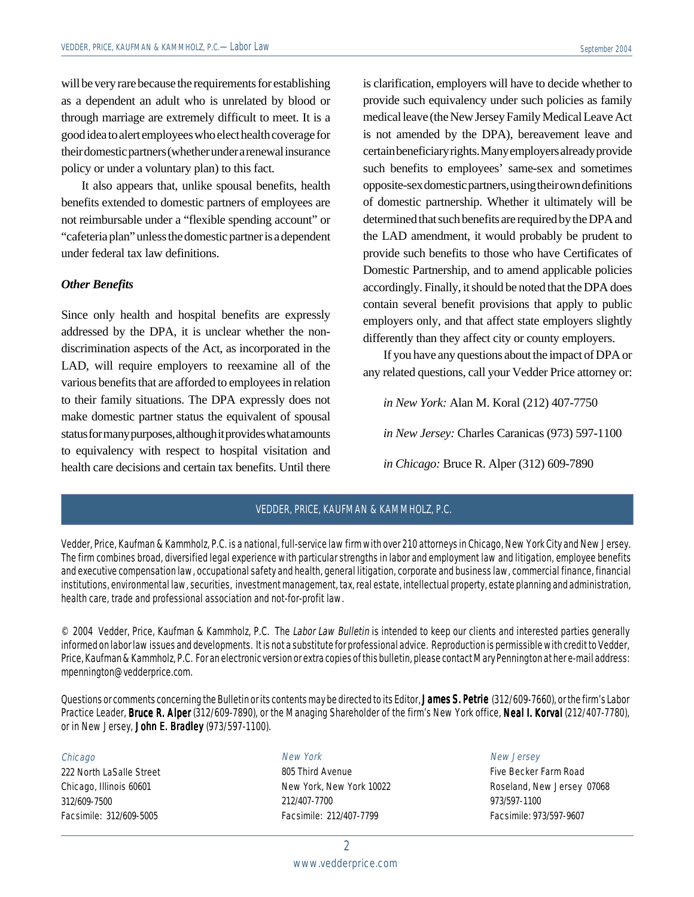will be very rare because the requirements for establishing as a dependent an adult who is unrelated by blood or through marriage are extremely difficult to meet. It is a good idea to alert employees who elect health coverage for their domestic partners (whether under a renewal insurance policy or under a voluntary plan) to this fact.

It also appears that, unlike spousal benefits, health benefits extended to domestic partners of employees are not reimbursable under a "flexible spending account" or "cafeteria plan" unless the domestic partner is a dependent under federal tax law definitions.

### *Other Benefits*

Since only health and hospital benefits are expressly addressed by the DPA, it is unclear whether the non-discrimination aspects of the Act, as incorporated in the LAD, will require employers to reexamine all of the various benefits that are afforded to employees in relation to their family situations. The DPA expressly does not make domestic partner status the equivalent of spousal status for many purposes, although it provides what amounts to equivalency with respect to hospital visitation and health care decisions and certain tax benefits. Until there is clarification, employers will have to decide whether to provide such equivalency under such policies as family medical leave (the New Jersey Family Medical Leave Act is not amended by the DPA), bereavement leave and certain beneficiary rights. Many employers already provide such benefits to employees' same-sex and sometimes opposite-sex domestic partners, using their own definitions of domestic partnership. Whether it ultimately will be determined that such benefits are required by the DPA and the LAD amendment, it would probably be prudent to provide such benefits to those who have Certificates of Domestic Partnership, and to amend applicable policies accordingly. Finally, it should be noted that the DPA does contain several benefit provisions that apply to public employers only, and that affect state employers slightly differently than they affect city or county employers.

If you have any questions about the impact of DPA or any related questions, call your Vedder Price attorney or:

*in New York:* Alan M. Koral (212) 407-7750

*in New Jersey:* Charles Caranicas (973) 597-1100

*in Chicago:* Bruce R. Alper (312) 609-7890

## VEDDER, PRICE, KAUFMAN & KAMMHOLZ, P.C.

Vedder, Price, Kaufman & Kammholz, P.C. is a national, full-service law firm with over 210 attorneys in Chicago, New York City and New Jersey. The firm combines broad, diversified legal experience with particular strengths in labor and employment law and litigation, employee benefits and executive compensation law, occupational safety and health, general litigation, corporate and business law, commercial finance, financial institutions, environmental law, securities, investment management, tax, real estate, intellectual property, estate planning and administration, health care, trade and professional association and not-for-profit law.

© 2004 Vedder, Price, Kaufman & Kammholz, P.C. The *Labor Law Bulletin* is intended to keep our clients and interested parties generally informed on labor law issues and developments. It is not a substitute for professional advice. Reproduction is permissible with credit to Vedder, Price, Kaufman & Kammholz, P.C. For an electronic version or extra copies of this bulletin, please contact Mary Pennington at her e-mail address: mpennington@vedderprice.com.

Questions or comments concerning the Bulletin or its contents may be directed to its Editor, **James S. Petrie** (312/609-7660), or the firm's Labor Practice Leader, **Bruce R. Alper** (312/609-7890), or the Managing Shareholder of the firm's New York office, **Neal I. Korval** (212/407-7780), or in New Jersey, **John E. Bradley** (973/597-1100).

*Chicago*
222 North LaSalle Street
Chicago, Illinois 60601
312/609-7500
Facsimile: 312/609-5005

*New York*
805 Third Avenue
New York, New York 10022
212/407-7700
Facsimile: 212/407-7799

*New Jersey*
Five Becker Farm Road
Roseland, New Jersey 07068
973/597-1100
Facsimile: 973/597-9607

www.vedderprice.com